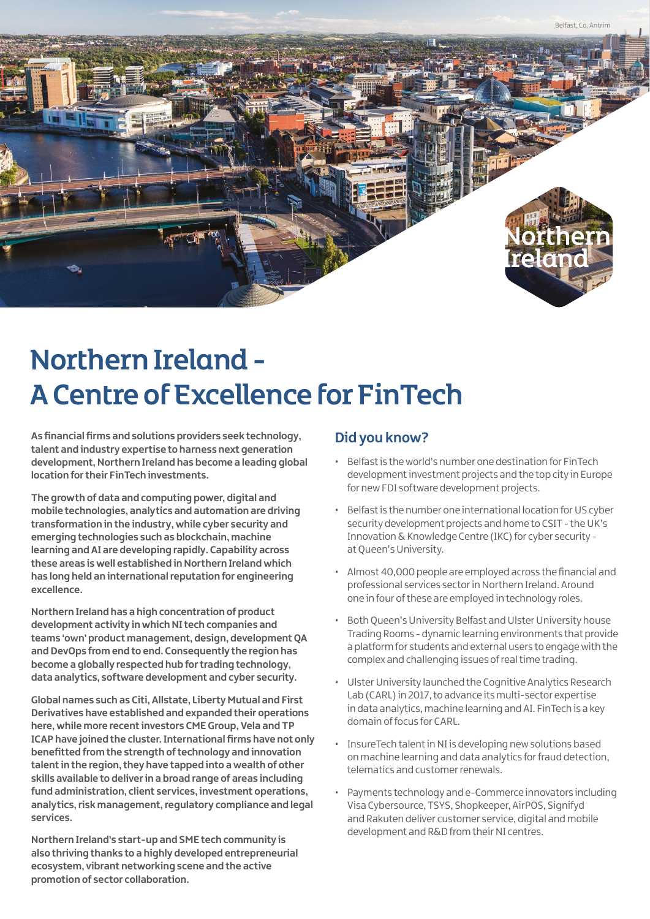Belfast, Co. Antrim

# Northern Ireland - A Centre of Excellence for FinTech

**As financial firms and solutions providers seek technology, talent and industry expertise to harness next generation development, Northern Ireland has become a leading global location for their FinTech investments.**

**The growth of data and computing power, digital and mobile technologies, analytics and automation are driving transformation in the industry, while cyber security and emerging technologies such as blockchain, machine learning and AI are developing rapidly. Capability across these areas is well established in Northern Ireland which has long held an international reputation for engineering excellence.**

**Northern Ireland has a high concentration of product development activity in which NI tech companies and teams 'own' product management, design, development QA and DevOps from end to end. Consequently the region has become a globally respected hub for trading technology, data analytics, software development and cyber security.**

**Global names such as Citi, Allstate, Liberty Mutual and First Derivatives have established and expanded their operations here, while more recent investors CME Group, Vela and TP ICAP have joined the cluster. International firms have not only benefitted from the strength of technology and innovation talent in the region, they have tapped into a wealth of other skills available to deliver in a broad range of areas including fund administration, client services, investment operations, analytics, risk management, regulatory compliance and legal services.**

**Northern Ireland's start-up and SME tech community is also thriving thanks to a highly developed entrepreneurial ecosystem, vibrant networking scene and the active promotion of sector collaboration.**

## Did you know?

- Belfast is the world's number one destination for FinTech development investment projects and the top city in Europe for new FDI software development projects.
- Belfast is the number one international location for US cyber security development projects and home to CSIT - the UK's Innovation & Knowledge Centre (IKC) for cyber security - at Queen's University.
- Almost 40,000 people are employed across the financial and professional services sector in Northern Ireland. Around one in four of these are employed in technology roles.
- Both Queen's University Belfast and Ulster University house Trading Rooms - dynamic learning environments that provide a platform for students and external users to engage with the complex and challenging issues of real time trading.
- Ulster University launched the Cognitive Analytics Research Lab (CARL) in 2017, to advance its multi-sector expertise in data analytics, machine learning and AI. FinTech is a key domain of focus for CARL.
- InsureTech talent in NI is developing new solutions based on machine learning and data analytics for fraud detection, telematics and customer renewals.
- Payments technology and e-Commerce innovators including Visa Cybersource, TSYS, Shopkeeper, AirPOS, Signifyd and Rakuten deliver customer service, digital and mobile development and R&D from their NI centres.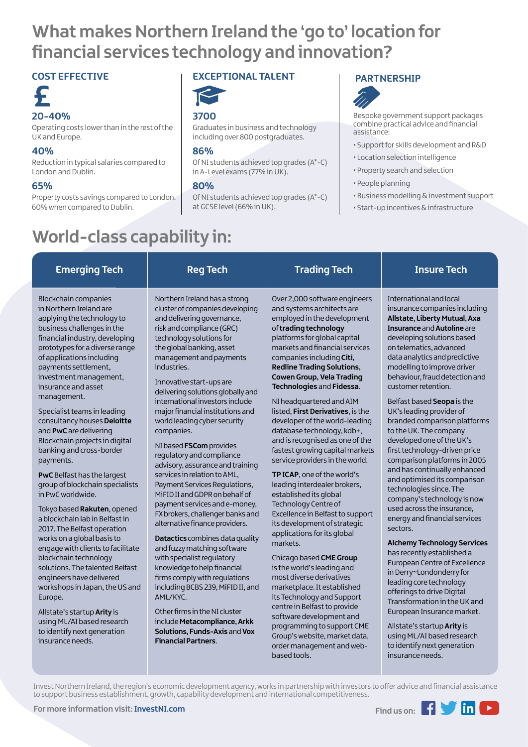# What makes Northern Ireland the 'go to' location for financial services technology and innovation?

## COST EFFECTIVE

**20-40%**
Operating costs lower than in the rest of the UK and Europe.

**40%**
Reduction in typical salaries compared to London and Dublin.

**65%**
Property costs savings compared to London. 60% when compared to Dublin.

## EXCEPTIONAL TALENT

**3700**
Graduates in business and technology including over 800 postgraduates.

**86%**
Of NI students achieved top grades (A*-C) in A-Level exams (77% in UK).

**80%**
Of NI students achieved top grades (A*-C) at GCSE level (66% in UK).

## PARTNERSHIP

Bespoke government support packages combine practical advice and financial assistance:

- Support for skills development and R&D
- Location selection intelligence
- Property search and selection
- People planning
- Business modelling & investment support
- Start-up incentives & infrastructure

# World-class capability in:

## Emerging Tech

Blockchain companies in Northern Ireland are applying the technology to business challenges in the financial industry, developing prototypes for a diverse range of applications including payments settlement, investment management, insurance and asset management.

Specialist teams in leading consultancy houses **Deloitte** and **PwC** are delivering Blockchain projects in digital banking and cross-border payments.

**PwC** Belfast has the largest group of blockchain specialists in PwC worldwide.

Tokyo based **Rakuten**, opened a blockchain lab in Belfast in 2017. The Belfast operation works on a global basis to engage with clients to facilitate blockchain technology solutions. The talented Belfast engineers have delivered workshops in Japan, the US and Europe.

Allstate's startup **Arity** is using ML/AI based research to identify next generation insurance needs.

## Reg Tech

Northern Ireland has a strong cluster of companies developing and delivering governance, risk and compliance (GRC) technology solutions for the global banking, asset management and payments industries.

Innovative start-ups are delivering solutions globally and international investors include major financial institutions and world leading cyber security companies.

NI based **FSCom** provides regulatory and compliance advisory, assurance and training services in relation to AML, Payment Services Regulations, MiFID II and GDPR on behalf of payment services and e-money, FX brokers, challenger banks and alternative finance providers.

**Datactics** combines data quality and fuzzy matching software with specialist regulatory knowledge to help financial firms comply with regulations including BCBS 239, MiFID II, and AML/KYC.

Other firms in the NI cluster include **Metacompliance, Arkk Solutions, Funds-Axis** and **Vox Financial Partners**.

## Trading Tech

Over 2,000 software engineers and systems architects are employed in the development of **trading technology** platforms for global capital markets and financial services companies including **Citi, Redline Trading Solutions, Cowen Group, Vela Trading Technologies** and **Fidessa**.

NI headquartered and AIM listed, **First Derivatives**, is the developer of the world-leading database technology, kdb+, and is recognised as one of the fastest growing capital markets service providers in the world.

**TP ICAP**, one of the world's leading interdealer brokers, established its global Technology Centre of Excellence in Belfast to support its development of strategic applications for its global markets.

Chicago based **CME Group** is the world's leading and most diverse derivatives marketplace. It established its Technology and Support centre in Belfast to provide software development and programming to support CME Group's website, market data, order management and web-based tools.

## Insure Tech

International and local insurance companies including **Allstate, Liberty Mutual, Axa Insurance** and **Autoline** are developing solutions based on telematics, advanced data analytics and predictive modelling to improve driver behaviour, fraud detection and customer retention.

Belfast based **Seopa** is the UK's leading provider of branded comparison platforms to the UK. The company developed one of the UK's first technology-driven price comparison platforms in 2005 and has continually enhanced and optimised its comparison technologies since. The company's technology is now used across the insurance, energy and financial services sectors.

**Alchemy Technology Services** has recently established a European Centre of Excellence in Derry~Londonderry for leading core technology offerings to drive Digital Transformation in the UK and European Insurance market.

Allstate's startup **Arity** is using ML/AI based research to identify next generation insurance needs.

Invest Northern Ireland, the region's economic development agency, works in partnership with investors to offer advice and financial assistance to support business establishment, growth, capability development and international competitiveness.

**For more information visit: InvestNI.com**

Find us on: